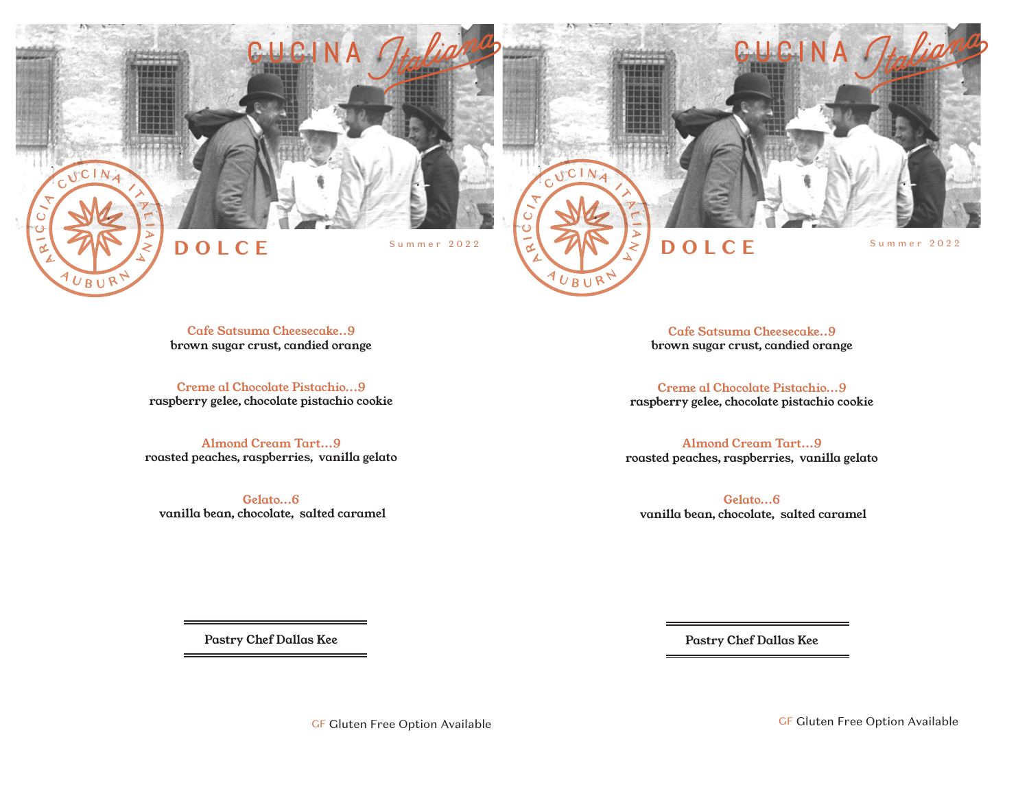# CUCINA *Italiana*

ARICCIA CUCINA ITALIANA AUBURN

## DOLCE

Summer 2022

**Cafe Satsuma Cheesecake..9**
brown sugar crust, candied orange

**Creme al Chocolate Pistachio…9**
raspberry gelee, chocolate pistachio cookie

**Almond Cream Tart…9**
roasted peaches, raspberries, vanilla gelato

**Gelato…6**
vanilla bean, chocolate, salted caramel

---

Pastry Chef Dallas Kee

---

GF Gluten Free Option Available

# CUCINA *Italiana*

ARICCIA CUCINA ITALIANA AUBURN

## DOLCE

Summer 2022

**Cafe Satsuma Cheesecake..9**
brown sugar crust, candied orange

**Creme al Chocolate Pistachio…9**
raspberry gelee, chocolate pistachio cookie

**Almond Cream Tart…9**
roasted peaches, raspberries, vanilla gelato

**Gelato…6**
vanilla bean, chocolate, salted caramel

---

Pastry Chef Dallas Kee

---

GF Gluten Free Option Available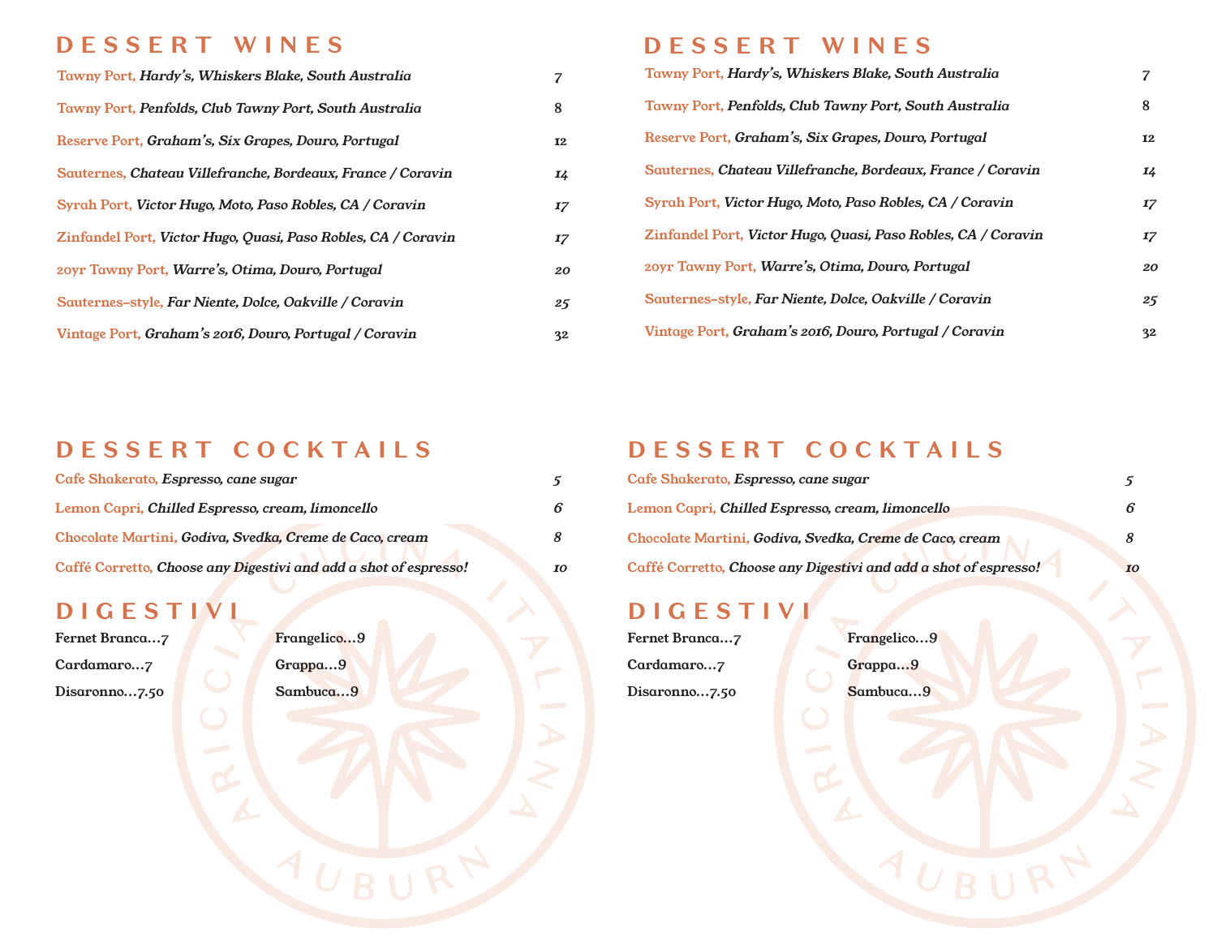# DESSERT WINES

| | |
|---|---|
| Tawny Port, *Hardy's, Whiskers Blake, South Australia* | 7 |
| Tawny Port, *Penfolds, Club Tawny Port, South Australia* | 8 |
| Reserve Port, *Graham's, Six Grapes, Douro, Portugal* | 12 |
| Sauternes, *Chateau Villefranche, Bordeaux, France / Coravin* | 14 |
| Syrah Port, *Victor Hugo, Moto, Paso Robles, CA / Coravin* | 17 |
| Zinfandel Port, *Victor Hugo, Quasi, Paso Robles, CA / Coravin* | 17 |
| 20yr Tawny Port, *Warre's, Otima, Douro, Portugal* | 20 |
| Sauternes-style, *Far Niente, Dolce, Oakville / Coravin* | 25 |
| Vintage Port, *Graham's 2016, Douro, Portugal / Coravin* | 32 |

# DESSERT COCKTAILS

| | |
|---|---|
| Cafe Shakerato, *Espresso, cane sugar* | 5 |
| Lemon Capri, *Chilled Espresso, cream, limoncello* | 6 |
| Chocolate Martini, *Godiva, Svedka, Creme de Caco, cream* | 8 |
| Caffé Corretto, *Choose any Digestivi and add a shot of espresso!* | 10 |

# DIGESTIVI

Fernet Branca...7

Cardamaro...7

Disaronno...7.50

Frangelico...9

Grappa...9

Sambuca...9

# DESSERT WINES

| | |
|---|---|
| Tawny Port, *Hardy's, Whiskers Blake, South Australia* | 7 |
| Tawny Port, *Penfolds, Club Tawny Port, South Australia* | 8 |
| Reserve Port, *Graham's, Six Grapes, Douro, Portugal* | 12 |
| Sauternes, *Chateau Villefranche, Bordeaux, France / Coravin* | 14 |
| Syrah Port, *Victor Hugo, Moto, Paso Robles, CA / Coravin* | 17 |
| Zinfandel Port, *Victor Hugo, Quasi, Paso Robles, CA / Coravin* | 17 |
| 20yr Tawny Port, *Warre's, Otima, Douro, Portugal* | 20 |
| Sauternes-style, *Far Niente, Dolce, Oakville / Coravin* | 25 |
| Vintage Port, *Graham's 2016, Douro, Portugal / Coravin* | 32 |

# DESSERT COCKTAILS

| | |
|---|---|
| Cafe Shakerato, *Espresso, cane sugar* | 5 |
| Lemon Capri, *Chilled Espresso, cream, limoncello* | 6 |
| Chocolate Martini, *Godiva, Svedka, Creme de Caco, cream* | 8 |
| Caffé Corretto, *Choose any Digestivi and add a shot of espresso!* | 10 |

# DIGESTIVI

Fernet Branca...7

Cardamaro...7

Disaronno...7.50

Frangelico...9

Grappa...9

Sambuca...9